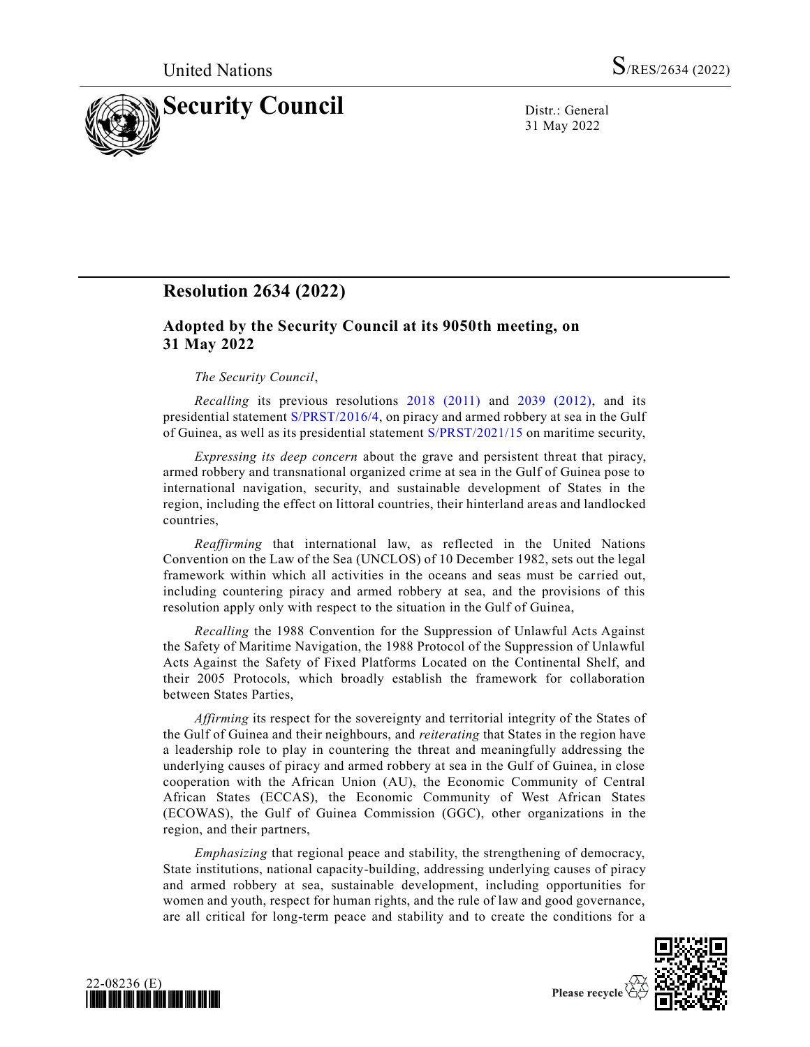United Nations S/RES/2634 (2022)

# Security Council

Distr.: General
31 May 2022

## Resolution 2634 (2022)

### Adopted by the Security Council at its 9050th meeting, on 31 May 2022

*The Security Council*,

*Recalling* its previous resolutions 2018 (2011) and 2039 (2012), and its presidential statement S/PRST/2016/4, on piracy and armed robbery at sea in the Gulf of Guinea, as well as its presidential statement S/PRST/2021/15 on maritime security,

*Expressing its deep concern* about the grave and persistent threat that piracy, armed robbery and transnational organized crime at sea in the Gulf of Guinea pose to international navigation, security, and sustainable development of States in the region, including the effect on littoral countries, their hinterland areas and landlocked countries,

*Reaffirming* that international law, as reflected in the United Nations Convention on the Law of the Sea (UNCLOS) of 10 December 1982, sets out the legal framework within which all activities in the oceans and seas must be carried out, including countering piracy and armed robbery at sea, and the provisions of this resolution apply only with respect to the situation in the Gulf of Guinea,

*Recalling* the 1988 Convention for the Suppression of Unlawful Acts Against the Safety of Maritime Navigation, the 1988 Protocol of the Suppression of Unlawful Acts Against the Safety of Fixed Platforms Located on the Continental Shelf, and their 2005 Protocols, which broadly establish the framework for collaboration between States Parties,

*Affirming* its respect for the sovereignty and territorial integrity of the States of the Gulf of Guinea and their neighbours, and *reiterating* that States in the region have a leadership role to play in countering the threat and meaningfully addressing the underlying causes of piracy and armed robbery at sea in the Gulf of Guinea, in close cooperation with the African Union (AU), the Economic Community of Central African States (ECCAS), the Economic Community of West African States (ECOWAS), the Gulf of Guinea Commission (GGC), other organizations in the region, and their partners,

*Emphasizing* that regional peace and stability, the strengthening of democracy, State institutions, national capacity-building, addressing underlying causes of piracy and armed robbery at sea, sustainable development, including opportunities for women and youth, respect for human rights, and the rule of law and good governance, are all critical for long-term peace and stability and to create the conditions for a

22-08236 (E)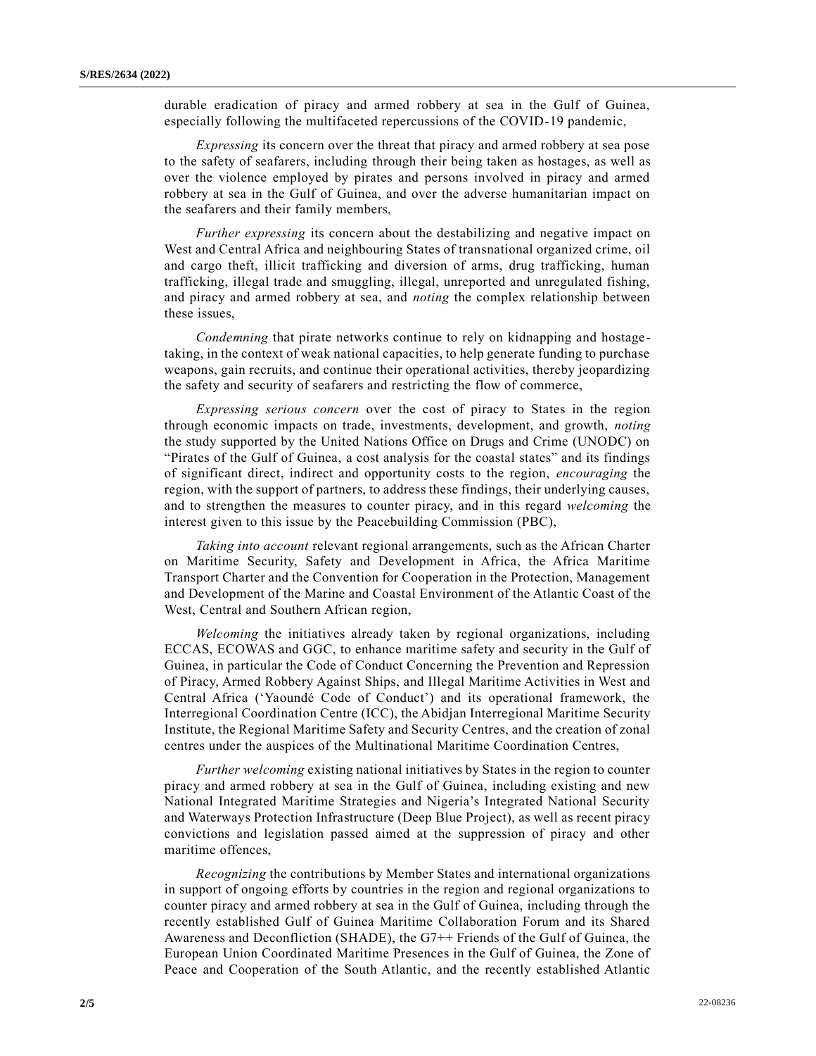durable eradication of piracy and armed robbery at sea in the Gulf of Guinea, especially following the multifaceted repercussions of the COVID-19 pandemic,

*Expressing* its concern over the threat that piracy and armed robbery at sea pose to the safety of seafarers, including through their being taken as hostages, as well as over the violence employed by pirates and persons involved in piracy and armed robbery at sea in the Gulf of Guinea, and over the adverse humanitarian impact on the seafarers and their family members,

*Further expressing* its concern about the destabilizing and negative impact on West and Central Africa and neighbouring States of transnational organized crime, oil and cargo theft, illicit trafficking and diversion of arms, drug trafficking, human trafficking, illegal trade and smuggling, illegal, unreported and unregulated fishing, and piracy and armed robbery at sea, and *noting* the complex relationship between these issues,

*Condemning* that pirate networks continue to rely on kidnapping and hostage-taking, in the context of weak national capacities, to help generate funding to purchase weapons, gain recruits, and continue their operational activities, thereby jeopardizing the safety and security of seafarers and restricting the flow of commerce,

*Expressing serious concern* over the cost of piracy to States in the region through economic impacts on trade, investments, development, and growth, *noting* the study supported by the United Nations Office on Drugs and Crime (UNODC) on "Pirates of the Gulf of Guinea, a cost analysis for the coastal states" and its findings of significant direct, indirect and opportunity costs to the region, *encouraging* the region, with the support of partners, to address these findings, their underlying causes, and to strengthen the measures to counter piracy, and in this regard *welcoming* the interest given to this issue by the Peacebuilding Commission (PBC),

*Taking into account* relevant regional arrangements, such as the African Charter on Maritime Security, Safety and Development in Africa, the Africa Maritime Transport Charter and the Convention for Cooperation in the Protection, Management and Development of the Marine and Coastal Environment of the Atlantic Coast of the West, Central and Southern African region,

*Welcoming* the initiatives already taken by regional organizations, including ECCAS, ECOWAS and GGC, to enhance maritime safety and security in the Gulf of Guinea, in particular the Code of Conduct Concerning the Prevention and Repression of Piracy, Armed Robbery Against Ships, and Illegal Maritime Activities in West and Central Africa ('Yaoundé Code of Conduct') and its operational framework, the Interregional Coordination Centre (ICC), the Abidjan Interregional Maritime Security Institute, the Regional Maritime Safety and Security Centres, and the creation of zonal centres under the auspices of the Multinational Maritime Coordination Centres,

*Further welcoming* existing national initiatives by States in the region to counter piracy and armed robbery at sea in the Gulf of Guinea, including existing and new National Integrated Maritime Strategies and Nigeria's Integrated National Security and Waterways Protection Infrastructure (Deep Blue Project), as well as recent piracy convictions and legislation passed aimed at the suppression of piracy and other maritime offences,

*Recognizing* the contributions by Member States and international organizations in support of ongoing efforts by countries in the region and regional organizations to counter piracy and armed robbery at sea in the Gulf of Guinea, including through the recently established Gulf of Guinea Maritime Collaboration Forum and its Shared Awareness and Deconfliction (SHADE), the G7++ Friends of the Gulf of Guinea, the European Union Coordinated Maritime Presences in the Gulf of Guinea, the Zone of Peace and Cooperation of the South Atlantic, and the recently established Atlantic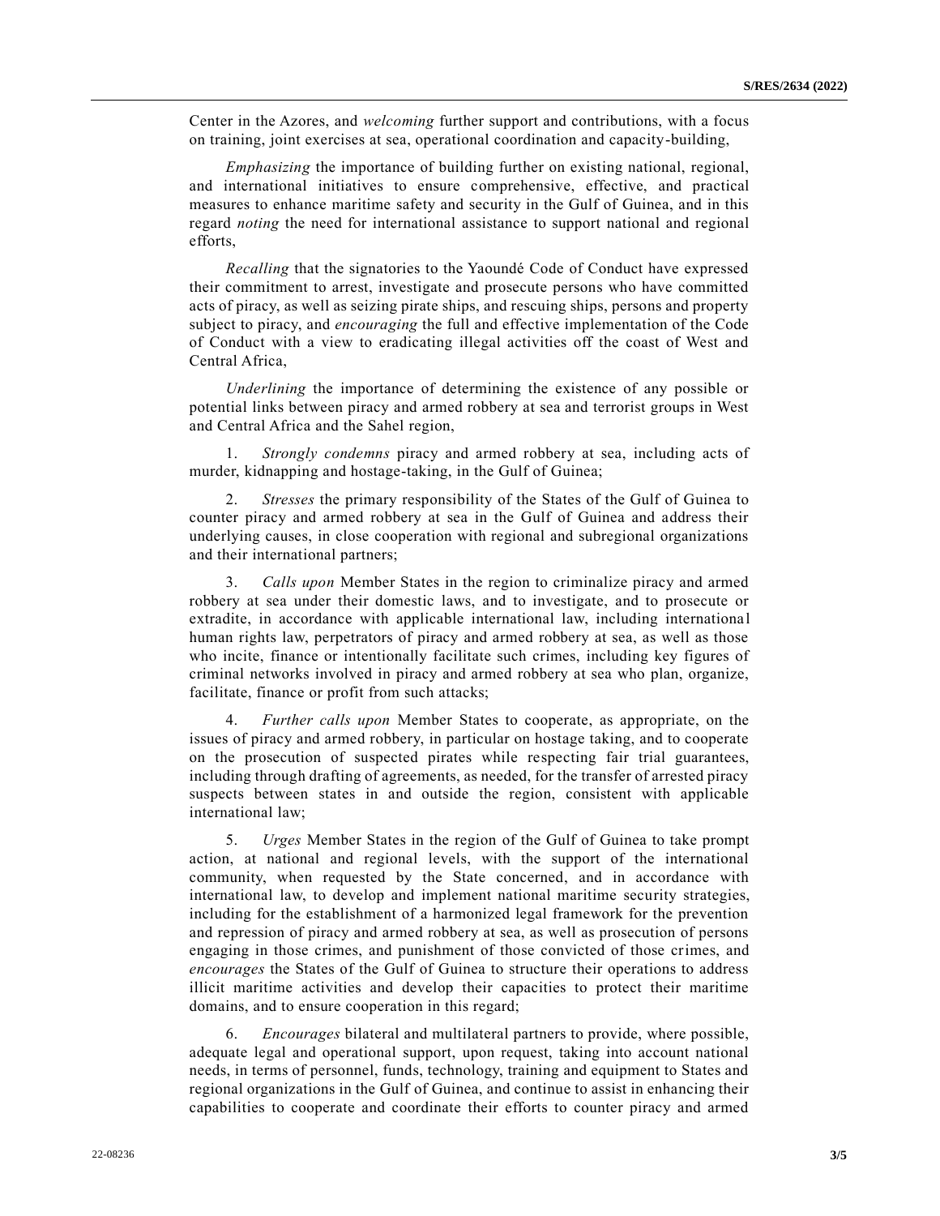Center in the Azores, and *welcoming* further support and contributions, with a focus on training, joint exercises at sea, operational coordination and capacity-building,

*Emphasizing* the importance of building further on existing national, regional, and international initiatives to ensure comprehensive, effective, and practical measures to enhance maritime safety and security in the Gulf of Guinea, and in this regard *noting* the need for international assistance to support national and regional efforts,

*Recalling* that the signatories to the Yaoundé Code of Conduct have expressed their commitment to arrest, investigate and prosecute persons who have committed acts of piracy, as well as seizing pirate ships, and rescuing ships, persons and property subject to piracy, and *encouraging* the full and effective implementation of the Code of Conduct with a view to eradicating illegal activities off the coast of West and Central Africa,

*Underlining* the importance of determining the existence of any possible or potential links between piracy and armed robbery at sea and terrorist groups in West and Central Africa and the Sahel region,

1. *Strongly condemns* piracy and armed robbery at sea, including acts of murder, kidnapping and hostage-taking, in the Gulf of Guinea;

2. *Stresses* the primary responsibility of the States of the Gulf of Guinea to counter piracy and armed robbery at sea in the Gulf of Guinea and address their underlying causes, in close cooperation with regional and subregional organizations and their international partners;

3. *Calls upon* Member States in the region to criminalize piracy and armed robbery at sea under their domestic laws, and to investigate, and to prosecute or extradite, in accordance with applicable international law, including international human rights law, perpetrators of piracy and armed robbery at sea, as well as those who incite, finance or intentionally facilitate such crimes, including key figures of criminal networks involved in piracy and armed robbery at sea who plan, organize, facilitate, finance or profit from such attacks;

4. *Further calls upon* Member States to cooperate, as appropriate, on the issues of piracy and armed robbery, in particular on hostage taking, and to cooperate on the prosecution of suspected pirates while respecting fair trial guarantees, including through drafting of agreements, as needed, for the transfer of arrested piracy suspects between states in and outside the region, consistent with applicable international law;

5. *Urges* Member States in the region of the Gulf of Guinea to take prompt action, at national and regional levels, with the support of the international community, when requested by the State concerned, and in accordance with international law, to develop and implement national maritime security strategies, including for the establishment of a harmonized legal framework for the prevention and repression of piracy and armed robbery at sea, as well as prosecution of persons engaging in those crimes, and punishment of those convicted of those crimes, and *encourages* the States of the Gulf of Guinea to structure their operations to address illicit maritime activities and develop their capacities to protect their maritime domains, and to ensure cooperation in this regard;

6. *Encourages* bilateral and multilateral partners to provide, where possible, adequate legal and operational support, upon request, taking into account national needs, in terms of personnel, funds, technology, training and equipment to States and regional organizations in the Gulf of Guinea, and continue to assist in enhancing their capabilities to cooperate and coordinate their efforts to counter piracy and armed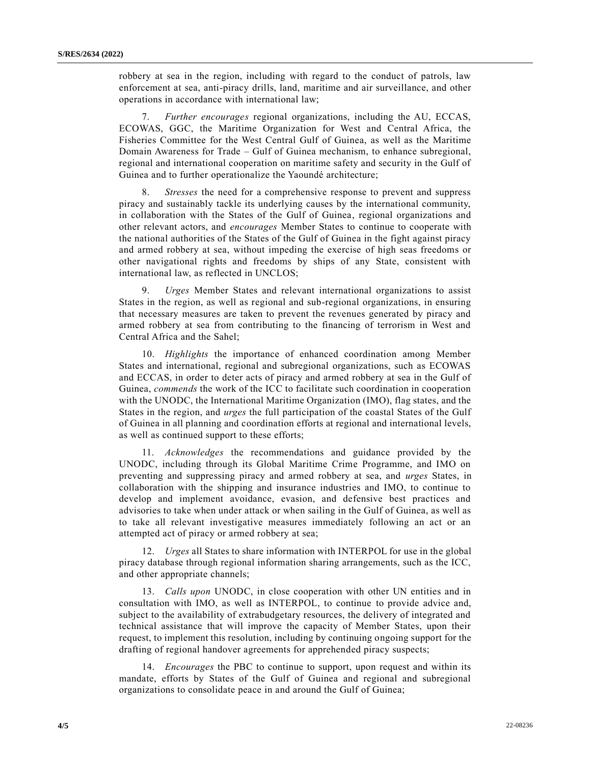robbery at sea in the region, including with regard to the conduct of patrols, law enforcement at sea, anti-piracy drills, land, maritime and air surveillance, and other operations in accordance with international law;

7. *Further encourages* regional organizations, including the AU, ECCAS, ECOWAS, GGC, the Maritime Organization for West and Central Africa, the Fisheries Committee for the West Central Gulf of Guinea, as well as the Maritime Domain Awareness for Trade – Gulf of Guinea mechanism, to enhance subregional, regional and international cooperation on maritime safety and security in the Gulf of Guinea and to further operationalize the Yaoundé architecture;

8. *Stresses* the need for a comprehensive response to prevent and suppress piracy and sustainably tackle its underlying causes by the international community, in collaboration with the States of the Gulf of Guinea, regional organizations and other relevant actors, and *encourages* Member States to continue to cooperate with the national authorities of the States of the Gulf of Guinea in the fight against piracy and armed robbery at sea, without impeding the exercise of high seas freedoms or other navigational rights and freedoms by ships of any State, consistent with international law, as reflected in UNCLOS;

9. *Urges* Member States and relevant international organizations to assist States in the region, as well as regional and sub-regional organizations, in ensuring that necessary measures are taken to prevent the revenues generated by piracy and armed robbery at sea from contributing to the financing of terrorism in West and Central Africa and the Sahel;

10. *Highlights* the importance of enhanced coordination among Member States and international, regional and subregional organizations, such as ECOWAS and ECCAS, in order to deter acts of piracy and armed robbery at sea in the Gulf of Guinea, *commends* the work of the ICC to facilitate such coordination in cooperation with the UNODC, the International Maritime Organization (IMO), flag states, and the States in the region, and *urges* the full participation of the coastal States of the Gulf of Guinea in all planning and coordination efforts at regional and international levels, as well as continued support to these efforts;

11. *Acknowledges* the recommendations and guidance provided by the UNODC, including through its Global Maritime Crime Programme, and IMO on preventing and suppressing piracy and armed robbery at sea, and *urges* States, in collaboration with the shipping and insurance industries and IMO, to continue to develop and implement avoidance, evasion, and defensive best practices and advisories to take when under attack or when sailing in the Gulf of Guinea, as well as to take all relevant investigative measures immediately following an act or an attempted act of piracy or armed robbery at sea;

12. *Urges* all States to share information with INTERPOL for use in the global piracy database through regional information sharing arrangements, such as the ICC, and other appropriate channels;

13. *Calls upon* UNODC, in close cooperation with other UN entities and in consultation with IMO, as well as INTERPOL, to continue to provide advice and, subject to the availability of extrabudgetary resources, the delivery of integrated and technical assistance that will improve the capacity of Member States, upon their request, to implement this resolution, including by continuing ongoing support for the drafting of regional handover agreements for apprehended piracy suspects;

14. *Encourages* the PBC to continue to support, upon request and within its mandate, efforts by States of the Gulf of Guinea and regional and subregional organizations to consolidate peace in and around the Gulf of Guinea;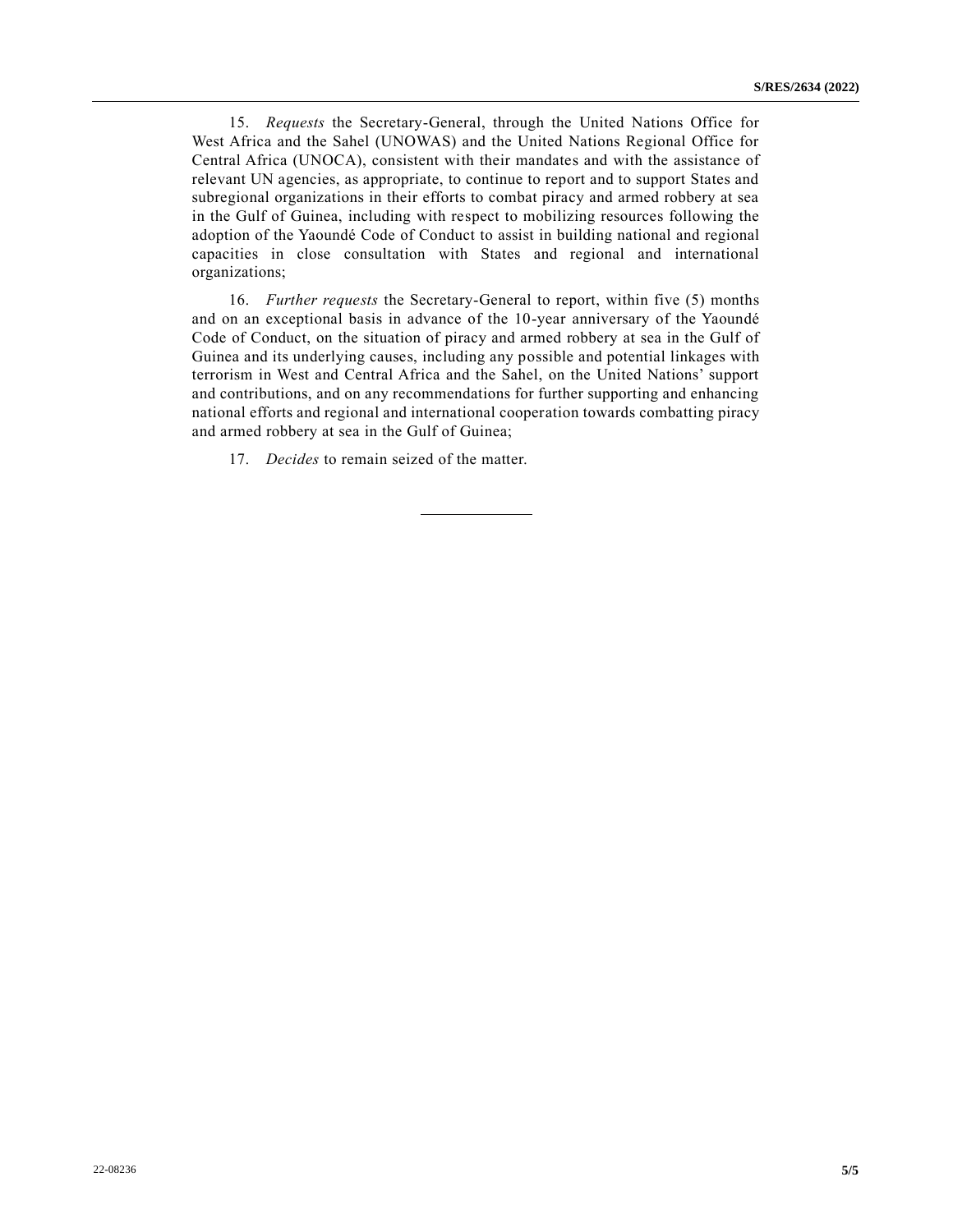15. *Requests* the Secretary-General, through the United Nations Office for West Africa and the Sahel (UNOWAS) and the United Nations Regional Office for Central Africa (UNOCA), consistent with their mandates and with the assistance of relevant UN agencies, as appropriate, to continue to report and to support States and subregional organizations in their efforts to combat piracy and armed robbery at sea in the Gulf of Guinea, including with respect to mobilizing resources following the adoption of the Yaoundé Code of Conduct to assist in building national and regional capacities in close consultation with States and regional and international organizations;

16. *Further requests* the Secretary-General to report, within five (5) months and on an exceptional basis in advance of the 10-year anniversary of the Yaoundé Code of Conduct, on the situation of piracy and armed robbery at sea in the Gulf of Guinea and its underlying causes, including any possible and potential linkages with terrorism in West and Central Africa and the Sahel, on the United Nations' support and contributions, and on any recommendations for further supporting and enhancing national efforts and regional and international cooperation towards combatting piracy and armed robbery at sea in the Gulf of Guinea;

17. *Decides* to remain seized of the matter.